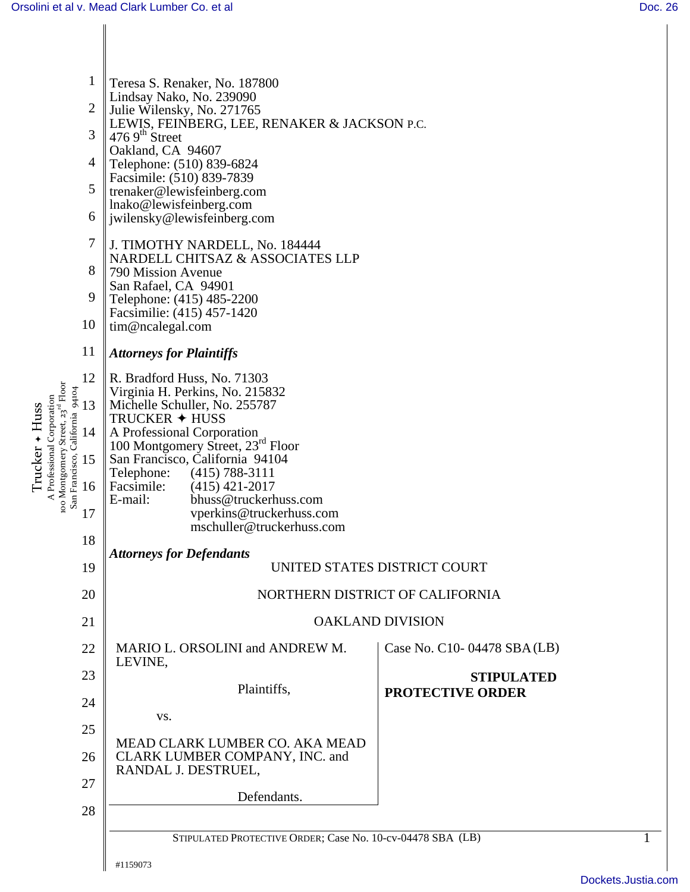Teresa S. Renaker, No. 187800
Lindsay Nako, No. 239090
Julie Wilensky, No. 271765
LEWIS, FEINBERG, LEE, RENAKER & JACKSON P.C.
476 9th Street
Oakland, CA 94607
Telephone: (510) 839-6824
Facsimile: (510) 839-7839
trenaker@lewisfeinberg.com
lnako@lewisfeinberg.com
jwilensky@lewisfeinberg.com

J. TIMOTHY NARDELL, No. 184444
NARDELL CHITSAZ & ASSOCIATES LLP
790 Mission Avenue
San Rafael, CA 94901
Telephone: (415) 485-2200
Facsimilie: (415) 457-1420
tim@ncalegal.com

***Attorneys for Plaintiffs***

R. Bradford Huss, No. 71303
Virginia H. Perkins, No. 215832
Michelle Schuller, No. 255787
TRUCKER ✦ HUSS
A Professional Corporation
100 Montgomery Street, 23rd Floor
San Francisco, California 94104
Telephone: (415) 788-3111
Facsimile: (415) 421-2017
E-mail: bhuss@truckerhuss.com
vperkins@truckerhuss.com
mschuller@truckerhuss.com

***Attorneys for Defendants***

UNITED STATES DISTRICT COURT

NORTHERN DISTRICT OF CALIFORNIA

OAKLAND DIVISION

| | |
|---|---|
| MARIO L. ORSOLINI and ANDREW M. LEVINE,<br><br>Plaintiffs,<br><br>vs.<br><br>MEAD CLARK LUMBER CO. AKA MEAD CLARK LUMBER COMPANY, INC. and RANDAL J. DESTRUEL,<br><br>Defendants. | Case No. C10- 04478 SBA (LB)<br><br>**STIPULATED PROTECTIVE ORDER** |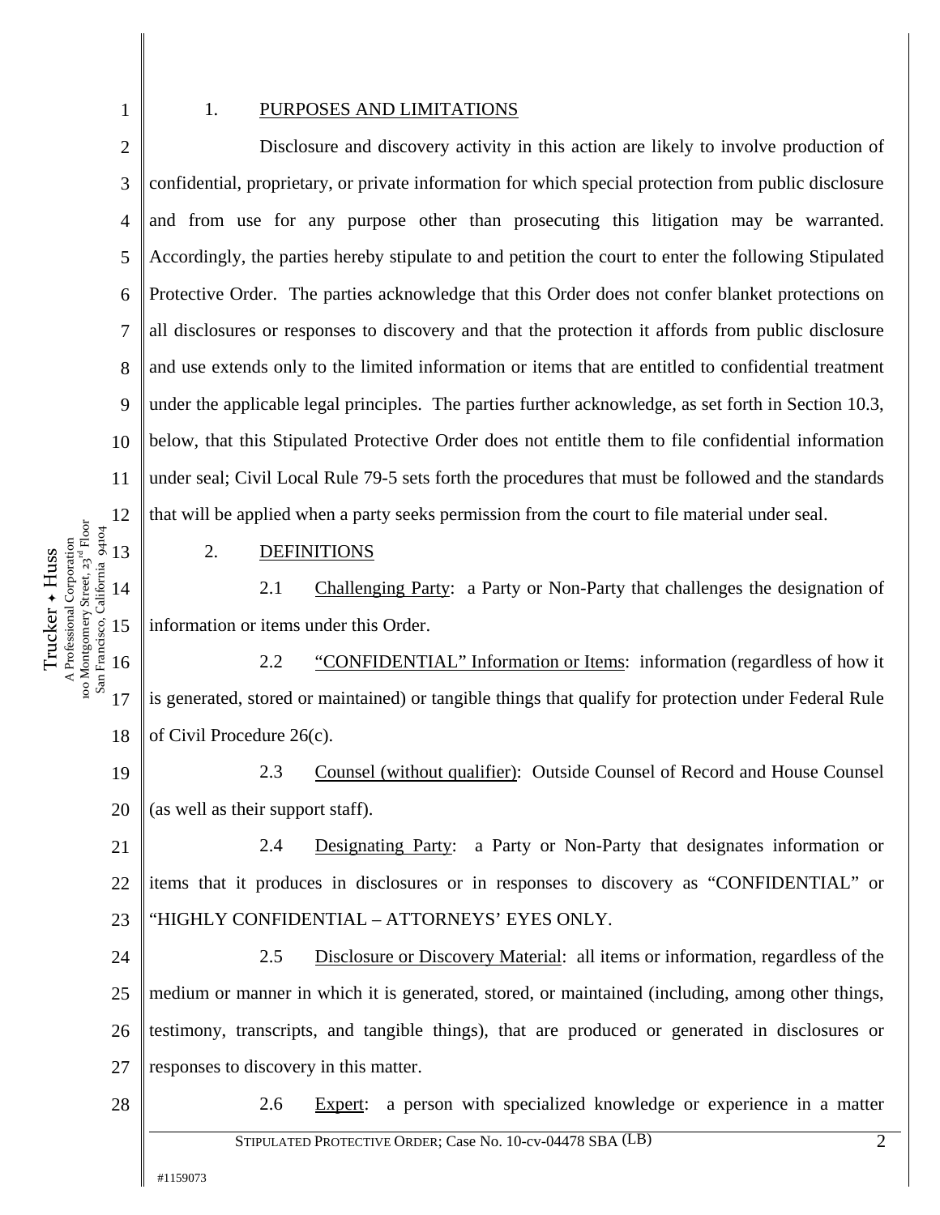1. PURPOSES AND LIMITATIONS

Disclosure and discovery activity in this action are likely to involve production of confidential, proprietary, or private information for which special protection from public disclosure and from use for any purpose other than prosecuting this litigation may be warranted. Accordingly, the parties hereby stipulate to and petition the court to enter the following Stipulated Protective Order. The parties acknowledge that this Order does not confer blanket protections on all disclosures or responses to discovery and that the protection it affords from public disclosure and use extends only to the limited information or items that are entitled to confidential treatment under the applicable legal principles. The parties further acknowledge, as set forth in Section 10.3, below, that this Stipulated Protective Order does not entitle them to file confidential information under seal; Civil Local Rule 79-5 sets forth the procedures that must be followed and the standards that will be applied when a party seeks permission from the court to file material under seal.

2. DEFINITIONS

2.1 Challenging Party: a Party or Non-Party that challenges the designation of information or items under this Order.

2.2 "CONFIDENTIAL" Information or Items: information (regardless of how it is generated, stored or maintained) or tangible things that qualify for protection under Federal Rule of Civil Procedure 26(c).

2.3 Counsel (without qualifier): Outside Counsel of Record and House Counsel (as well as their support staff).

2.4 Designating Party: a Party or Non-Party that designates information or items that it produces in disclosures or in responses to discovery as "CONFIDENTIAL" or "HIGHLY CONFIDENTIAL – ATTORNEYS' EYES ONLY.

2.5 Disclosure or Discovery Material: all items or information, regardless of the medium or manner in which it is generated, stored, or maintained (including, among other things, testimony, transcripts, and tangible things), that are produced or generated in disclosures or responses to discovery in this matter.

2.6 Expert: a person with specialized knowledge or experience in a matter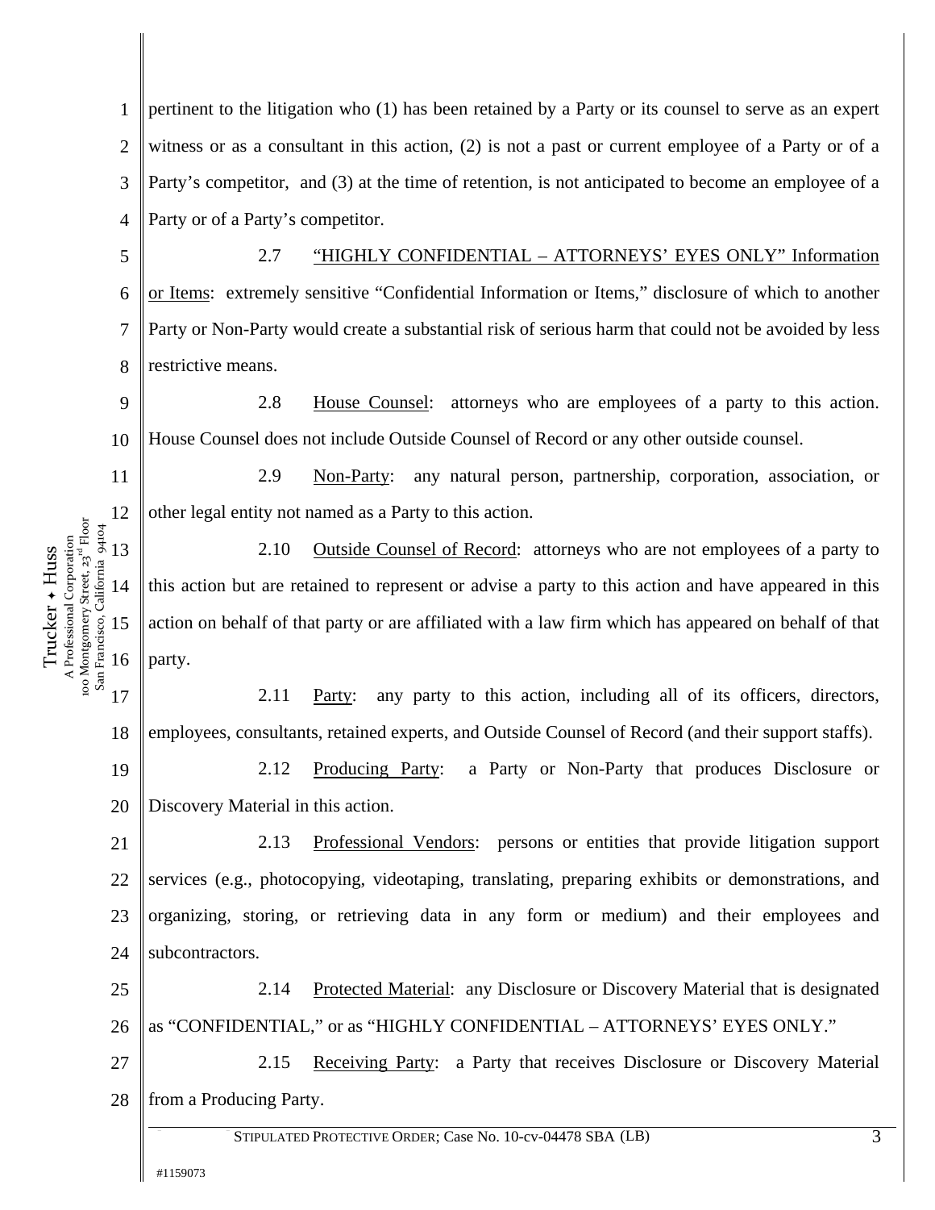pertinent to the litigation who (1) has been retained by a Party or its counsel to serve as an expert witness or as a consultant in this action, (2) is not a past or current employee of a Party or of a Party's competitor, and (3) at the time of retention, is not anticipated to become an employee of a Party or of a Party's competitor.

2.7 "HIGHLY CONFIDENTIAL – ATTORNEYS' EYES ONLY" Information or Items: extremely sensitive "Confidential Information or Items," disclosure of which to another Party or Non-Party would create a substantial risk of serious harm that could not be avoided by less restrictive means.

2.8 House Counsel: attorneys who are employees of a party to this action. House Counsel does not include Outside Counsel of Record or any other outside counsel.

2.9 Non-Party: any natural person, partnership, corporation, association, or other legal entity not named as a Party to this action.

2.10 Outside Counsel of Record: attorneys who are not employees of a party to this action but are retained to represent or advise a party to this action and have appeared in this action on behalf of that party or are affiliated with a law firm which has appeared on behalf of that party.

2.11 Party: any party to this action, including all of its officers, directors, employees, consultants, retained experts, and Outside Counsel of Record (and their support staffs).

2.12 Producing Party: a Party or Non-Party that produces Disclosure or Discovery Material in this action.

2.13 Professional Vendors: persons or entities that provide litigation support services (e.g., photocopying, videotaping, translating, preparing exhibits or demonstrations, and organizing, storing, or retrieving data in any form or medium) and their employees and subcontractors.

2.14 Protected Material: any Disclosure or Discovery Material that is designated as "CONFIDENTIAL," or as "HIGHLY CONFIDENTIAL – ATTORNEYS' EYES ONLY."

2.15 Receiving Party: a Party that receives Disclosure or Discovery Material from a Producing Party.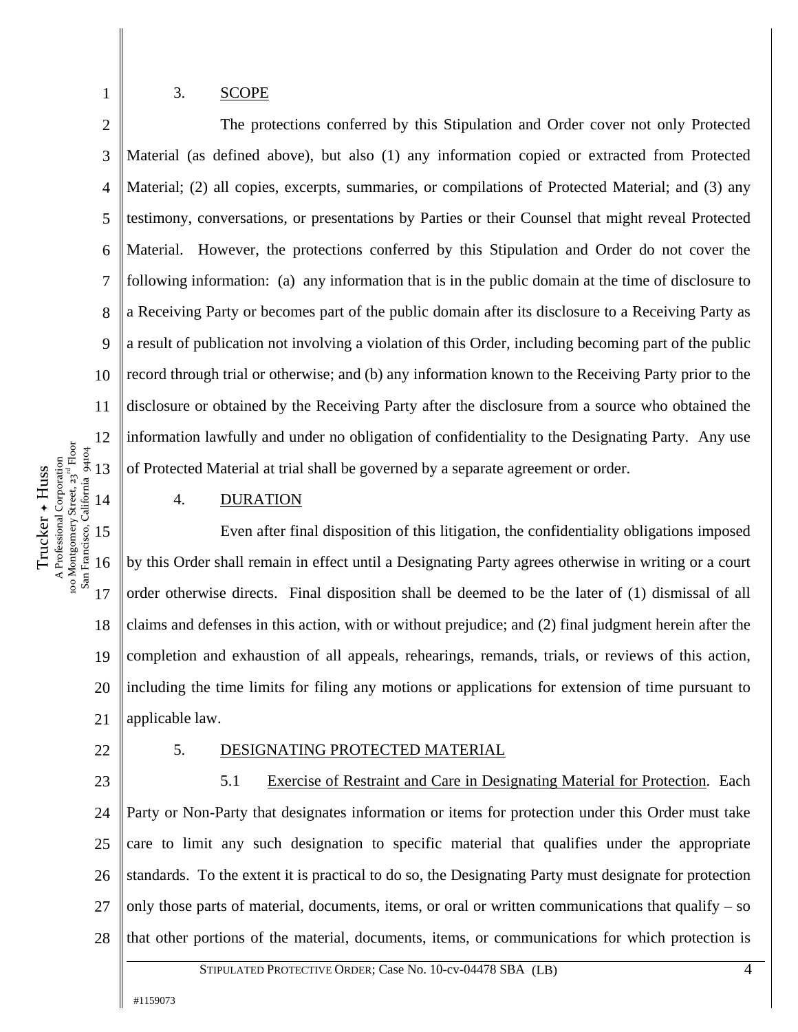3. SCOPE

The protections conferred by this Stipulation and Order cover not only Protected Material (as defined above), but also (1) any information copied or extracted from Protected Material; (2) all copies, excerpts, summaries, or compilations of Protected Material; and (3) any testimony, conversations, or presentations by Parties or their Counsel that might reveal Protected Material. However, the protections conferred by this Stipulation and Order do not cover the following information: (a) any information that is in the public domain at the time of disclosure to a Receiving Party or becomes part of the public domain after its disclosure to a Receiving Party as a result of publication not involving a violation of this Order, including becoming part of the public record through trial or otherwise; and (b) any information known to the Receiving Party prior to the disclosure or obtained by the Receiving Party after the disclosure from a source who obtained the information lawfully and under no obligation of confidentiality to the Designating Party. Any use of Protected Material at trial shall be governed by a separate agreement or order.

4. DURATION

Even after final disposition of this litigation, the confidentiality obligations imposed by this Order shall remain in effect until a Designating Party agrees otherwise in writing or a court order otherwise directs. Final disposition shall be deemed to be the later of (1) dismissal of all claims and defenses in this action, with or without prejudice; and (2) final judgment herein after the completion and exhaustion of all appeals, rehearings, remands, trials, or reviews of this action, including the time limits for filing any motions or applications for extension of time pursuant to applicable law.

5. DESIGNATING PROTECTED MATERIAL

5.1 Exercise of Restraint and Care in Designating Material for Protection. Each Party or Non-Party that designates information or items for protection under this Order must take care to limit any such designation to specific material that qualifies under the appropriate standards. To the extent it is practical to do so, the Designating Party must designate for protection only those parts of material, documents, items, or oral or written communications that qualify – so that other portions of the material, documents, items, or communications for which protection is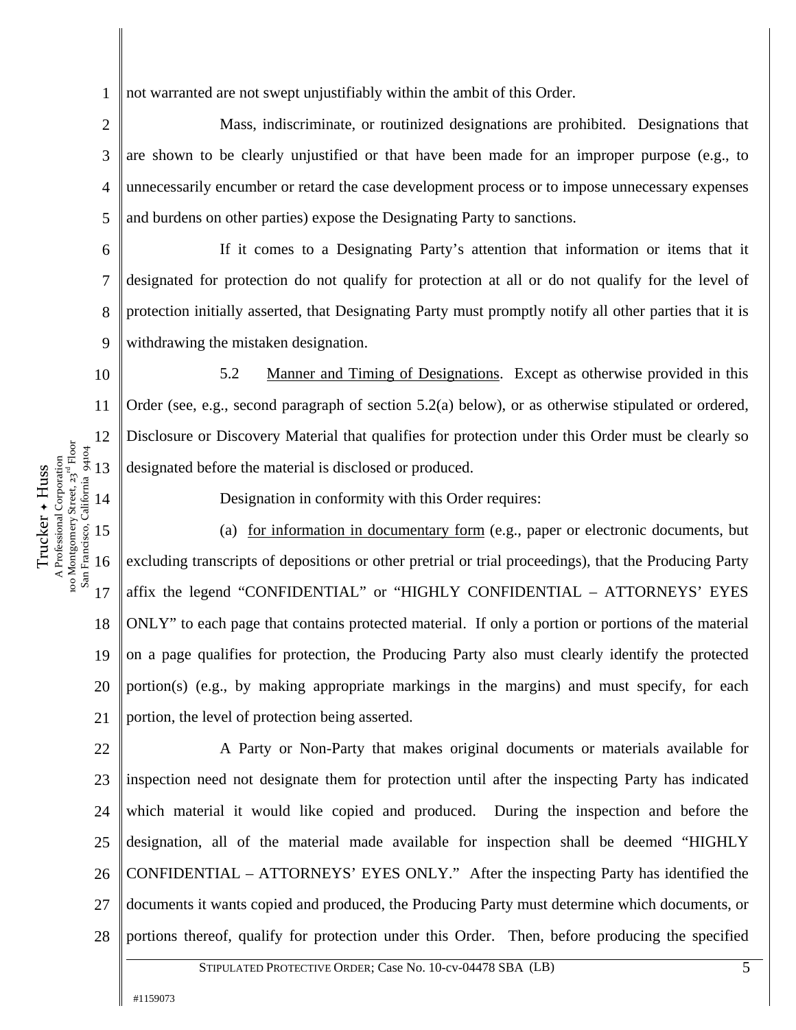not warranted are not swept unjustifiably within the ambit of this Order.

Mass, indiscriminate, or routinized designations are prohibited. Designations that are shown to be clearly unjustified or that have been made for an improper purpose (e.g., to unnecessarily encumber or retard the case development process or to impose unnecessary expenses and burdens on other parties) expose the Designating Party to sanctions.

If it comes to a Designating Party's attention that information or items that it designated for protection do not qualify for protection at all or do not qualify for the level of protection initially asserted, that Designating Party must promptly notify all other parties that it is withdrawing the mistaken designation.

5.2 Manner and Timing of Designations. Except as otherwise provided in this Order (see, e.g., second paragraph of section 5.2(a) below), or as otherwise stipulated or ordered, Disclosure or Discovery Material that qualifies for protection under this Order must be clearly so designated before the material is disclosed or produced.

Designation in conformity with this Order requires:

(a) for information in documentary form (e.g., paper or electronic documents, but excluding transcripts of depositions or other pretrial or trial proceedings), that the Producing Party affix the legend "CONFIDENTIAL" or "HIGHLY CONFIDENTIAL – ATTORNEYS' EYES ONLY" to each page that contains protected material. If only a portion or portions of the material on a page qualifies for protection, the Producing Party also must clearly identify the protected portion(s) (e.g., by making appropriate markings in the margins) and must specify, for each portion, the level of protection being asserted.

A Party or Non-Party that makes original documents or materials available for inspection need not designate them for protection until after the inspecting Party has indicated which material it would like copied and produced. During the inspection and before the designation, all of the material made available for inspection shall be deemed "HIGHLY CONFIDENTIAL – ATTORNEYS' EYES ONLY." After the inspecting Party has identified the documents it wants copied and produced, the Producing Party must determine which documents, or portions thereof, qualify for protection under this Order. Then, before producing the specified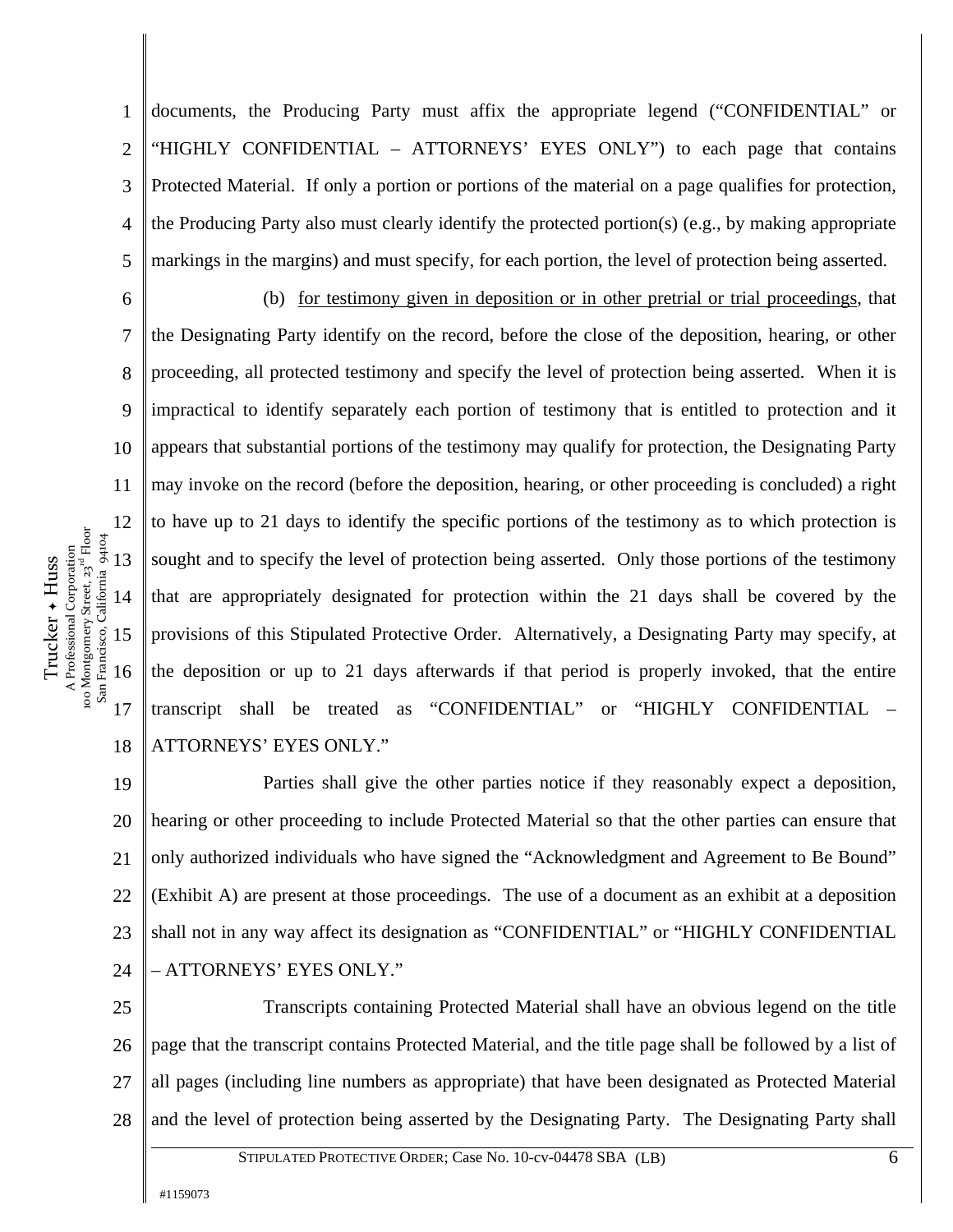documents, the Producing Party must affix the appropriate legend ("CONFIDENTIAL" or "HIGHLY CONFIDENTIAL – ATTORNEYS' EYES ONLY") to each page that contains Protected Material. If only a portion or portions of the material on a page qualifies for protection, the Producing Party also must clearly identify the protected portion(s) (e.g., by making appropriate markings in the margins) and must specify, for each portion, the level of protection being asserted.

(b) for testimony given in deposition or in other pretrial or trial proceedings, that the Designating Party identify on the record, before the close of the deposition, hearing, or other proceeding, all protected testimony and specify the level of protection being asserted. When it is impractical to identify separately each portion of testimony that is entitled to protection and it appears that substantial portions of the testimony may qualify for protection, the Designating Party may invoke on the record (before the deposition, hearing, or other proceeding is concluded) a right to have up to 21 days to identify the specific portions of the testimony as to which protection is sought and to specify the level of protection being asserted. Only those portions of the testimony that are appropriately designated for protection within the 21 days shall be covered by the provisions of this Stipulated Protective Order. Alternatively, a Designating Party may specify, at the deposition or up to 21 days afterwards if that period is properly invoked, that the entire transcript shall be treated as "CONFIDENTIAL" or "HIGHLY CONFIDENTIAL – ATTORNEYS' EYES ONLY."

Parties shall give the other parties notice if they reasonably expect a deposition, hearing or other proceeding to include Protected Material so that the other parties can ensure that only authorized individuals who have signed the "Acknowledgment and Agreement to Be Bound" (Exhibit A) are present at those proceedings. The use of a document as an exhibit at a deposition shall not in any way affect its designation as "CONFIDENTIAL" or "HIGHLY CONFIDENTIAL – ATTORNEYS' EYES ONLY."

Transcripts containing Protected Material shall have an obvious legend on the title page that the transcript contains Protected Material, and the title page shall be followed by a list of all pages (including line numbers as appropriate) that have been designated as Protected Material and the level of protection being asserted by the Designating Party. The Designating Party shall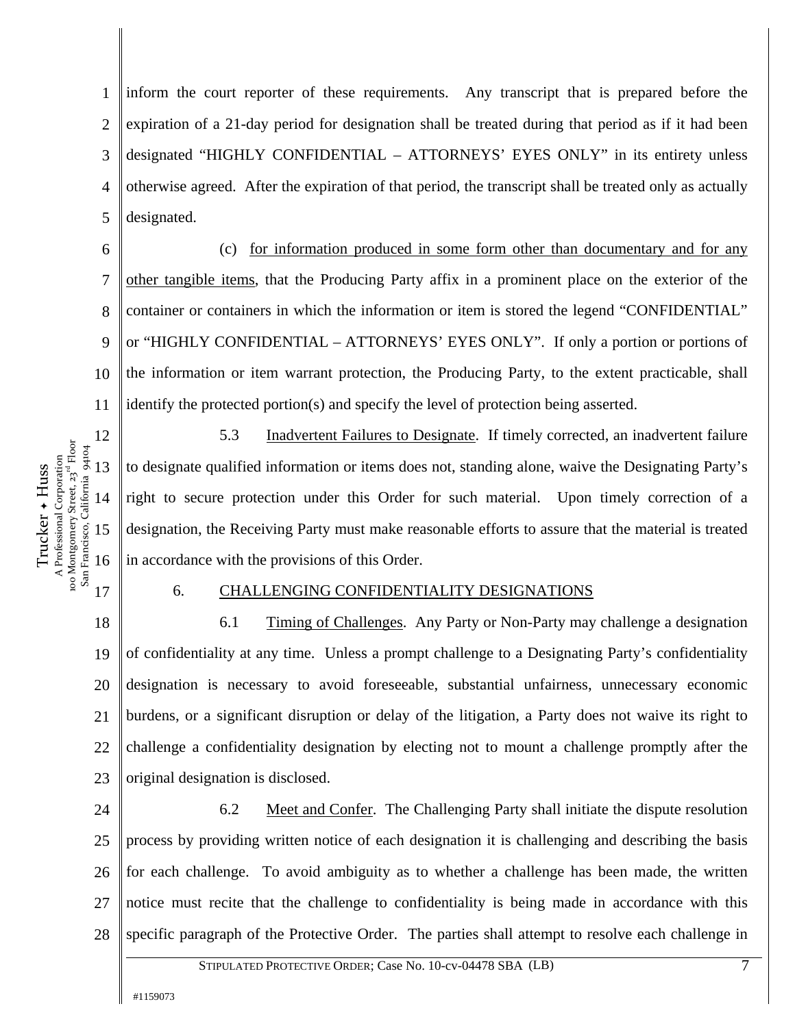inform the court reporter of these requirements. Any transcript that is prepared before the expiration of a 21-day period for designation shall be treated during that period as if it had been designated "HIGHLY CONFIDENTIAL – ATTORNEYS' EYES ONLY" in its entirety unless otherwise agreed. After the expiration of that period, the transcript shall be treated only as actually designated.

(c) for information produced in some form other than documentary and for any other tangible items, that the Producing Party affix in a prominent place on the exterior of the container or containers in which the information or item is stored the legend "CONFIDENTIAL" or "HIGHLY CONFIDENTIAL – ATTORNEYS' EYES ONLY". If only a portion or portions of the information or item warrant protection, the Producing Party, to the extent practicable, shall identify the protected portion(s) and specify the level of protection being asserted.

5.3 Inadvertent Failures to Designate. If timely corrected, an inadvertent failure to designate qualified information or items does not, standing alone, waive the Designating Party's right to secure protection under this Order for such material. Upon timely correction of a designation, the Receiving Party must make reasonable efforts to assure that the material is treated in accordance with the provisions of this Order.

6. CHALLENGING CONFIDENTIALITY DESIGNATIONS

6.1 Timing of Challenges. Any Party or Non-Party may challenge a designation of confidentiality at any time. Unless a prompt challenge to a Designating Party's confidentiality designation is necessary to avoid foreseeable, substantial unfairness, unnecessary economic burdens, or a significant disruption or delay of the litigation, a Party does not waive its right to challenge a confidentiality designation by electing not to mount a challenge promptly after the original designation is disclosed.

6.2 Meet and Confer. The Challenging Party shall initiate the dispute resolution process by providing written notice of each designation it is challenging and describing the basis for each challenge. To avoid ambiguity as to whether a challenge has been made, the written notice must recite that the challenge to confidentiality is being made in accordance with this specific paragraph of the Protective Order. The parties shall attempt to resolve each challenge in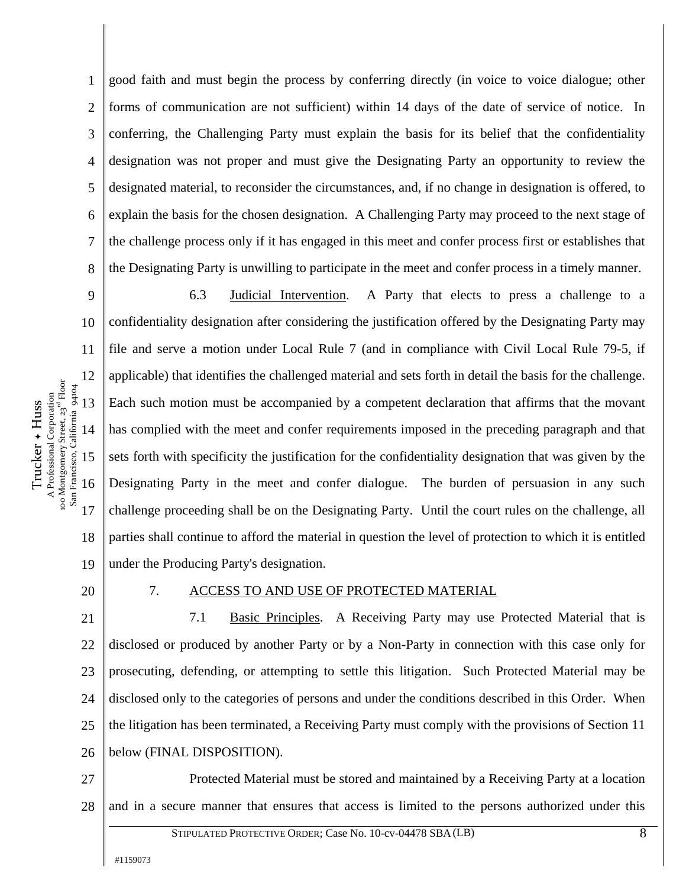good faith and must begin the process by conferring directly (in voice to voice dialogue; other forms of communication are not sufficient) within 14 days of the date of service of notice. In conferring, the Challenging Party must explain the basis for its belief that the confidentiality designation was not proper and must give the Designating Party an opportunity to review the designated material, to reconsider the circumstances, and, if no change in designation is offered, to explain the basis for the chosen designation. A Challenging Party may proceed to the next stage of the challenge process only if it has engaged in this meet and confer process first or establishes that the Designating Party is unwilling to participate in the meet and confer process in a timely manner.

6.3 Judicial Intervention. A Party that elects to press a challenge to a confidentiality designation after considering the justification offered by the Designating Party may file and serve a motion under Local Rule 7 (and in compliance with Civil Local Rule 79-5, if applicable) that identifies the challenged material and sets forth in detail the basis for the challenge. Each such motion must be accompanied by a competent declaration that affirms that the movant has complied with the meet and confer requirements imposed in the preceding paragraph and that sets forth with specificity the justification for the confidentiality designation that was given by the Designating Party in the meet and confer dialogue. The burden of persuasion in any such challenge proceeding shall be on the Designating Party. Until the court rules on the challenge, all parties shall continue to afford the material in question the level of protection to which it is entitled under the Producing Party's designation.

7. ACCESS TO AND USE OF PROTECTED MATERIAL

7.1 Basic Principles. A Receiving Party may use Protected Material that is disclosed or produced by another Party or by a Non-Party in connection with this case only for prosecuting, defending, or attempting to settle this litigation. Such Protected Material may be disclosed only to the categories of persons and under the conditions described in this Order. When the litigation has been terminated, a Receiving Party must comply with the provisions of Section 11 below (FINAL DISPOSITION).

Protected Material must be stored and maintained by a Receiving Party at a location and in a secure manner that ensures that access is limited to the persons authorized under this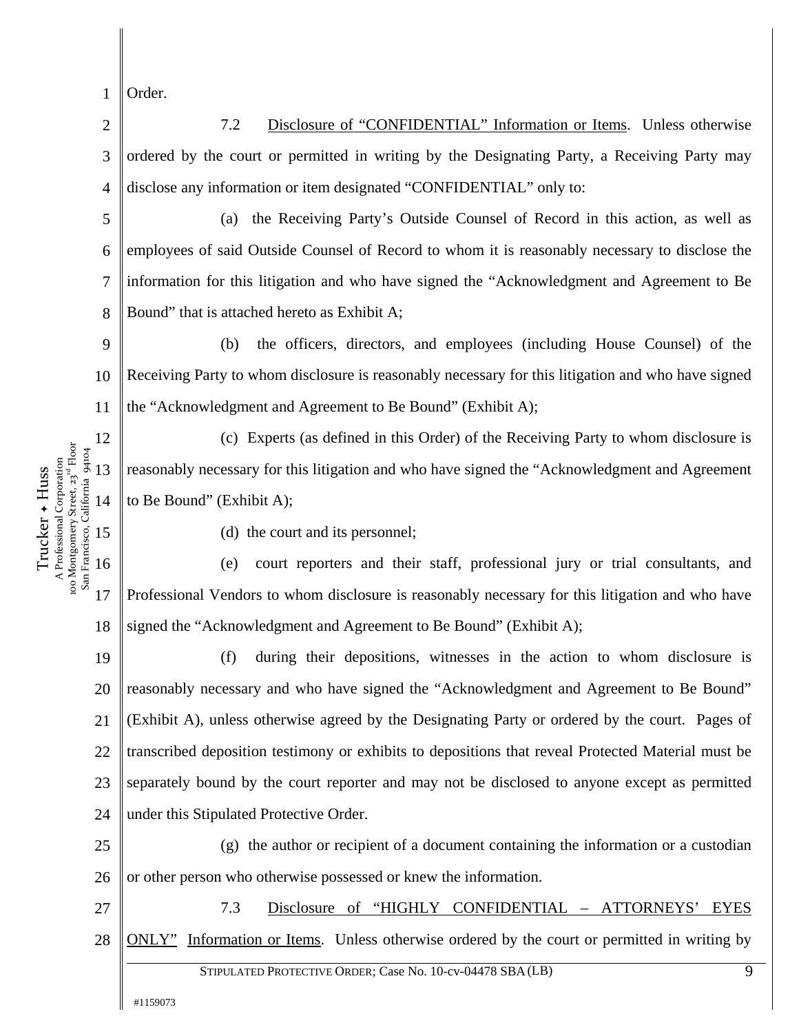Order.

7.2 <u>Disclosure of "CONFIDENTIAL" Information or Items</u>. Unless otherwise ordered by the court or permitted in writing by the Designating Party, a Receiving Party may disclose any information or item designated "CONFIDENTIAL" only to:

(a) the Receiving Party's Outside Counsel of Record in this action, as well as employees of said Outside Counsel of Record to whom it is reasonably necessary to disclose the information for this litigation and who have signed the "Acknowledgment and Agreement to Be Bound" that is attached hereto as Exhibit A;

(b) the officers, directors, and employees (including House Counsel) of the Receiving Party to whom disclosure is reasonably necessary for this litigation and who have signed the "Acknowledgment and Agreement to Be Bound" (Exhibit A);

(c) Experts (as defined in this Order) of the Receiving Party to whom disclosure is reasonably necessary for this litigation and who have signed the "Acknowledgment and Agreement to Be Bound" (Exhibit A);

(d) the court and its personnel;

(e) court reporters and their staff, professional jury or trial consultants, and Professional Vendors to whom disclosure is reasonably necessary for this litigation and who have signed the "Acknowledgment and Agreement to Be Bound" (Exhibit A);

(f) during their depositions, witnesses in the action to whom disclosure is reasonably necessary and who have signed the "Acknowledgment and Agreement to Be Bound" (Exhibit A), unless otherwise agreed by the Designating Party or ordered by the court. Pages of transcribed deposition testimony or exhibits to depositions that reveal Protected Material must be separately bound by the court reporter and may not be disclosed to anyone except as permitted under this Stipulated Protective Order.

(g) the author or recipient of a document containing the information or a custodian or other person who otherwise possessed or knew the information.

7.3 <u>Disclosure of "HIGHLY CONFIDENTIAL – ATTORNEYS' EYES ONLY" Information or Items</u>. Unless otherwise ordered by the court or permitted in writing by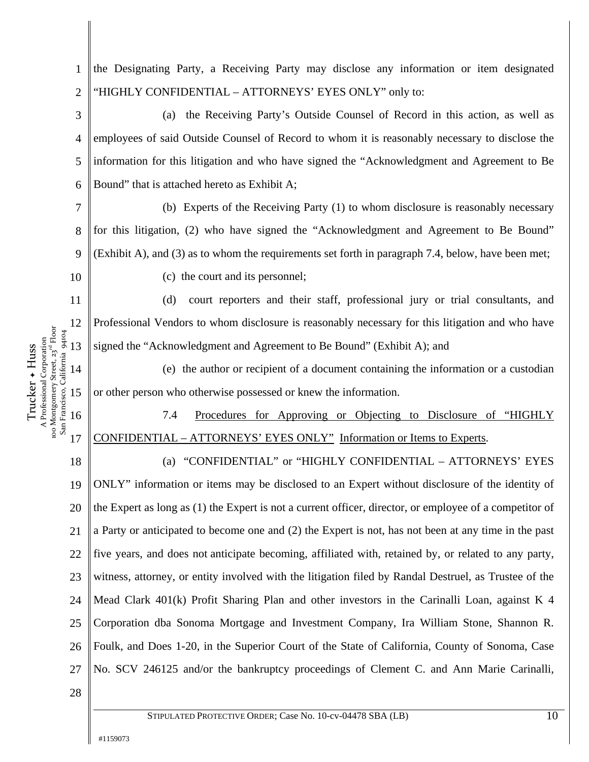the Designating Party, a Receiving Party may disclose any information or item designated "HIGHLY CONFIDENTIAL – ATTORNEYS' EYES ONLY" only to:

(a) the Receiving Party's Outside Counsel of Record in this action, as well as employees of said Outside Counsel of Record to whom it is reasonably necessary to disclose the information for this litigation and who have signed the "Acknowledgment and Agreement to Be Bound" that is attached hereto as Exhibit A;

(b) Experts of the Receiving Party (1) to whom disclosure is reasonably necessary for this litigation, (2) who have signed the "Acknowledgment and Agreement to Be Bound" (Exhibit A), and (3) as to whom the requirements set forth in paragraph 7.4, below, have been met;

(c) the court and its personnel;

(d) court reporters and their staff, professional jury or trial consultants, and Professional Vendors to whom disclosure is reasonably necessary for this litigation and who have signed the "Acknowledgment and Agreement to Be Bound" (Exhibit A); and

(e) the author or recipient of a document containing the information or a custodian or other person who otherwise possessed or knew the information.

7.4 Procedures for Approving or Objecting to Disclosure of "HIGHLY CONFIDENTIAL – ATTORNEYS' EYES ONLY" Information or Items to Experts.

(a) "CONFIDENTIAL" or "HIGHLY CONFIDENTIAL – ATTORNEYS' EYES ONLY" information or items may be disclosed to an Expert without disclosure of the identity of the Expert as long as (1) the Expert is not a current officer, director, or employee of a competitor of a Party or anticipated to become one and (2) the Expert is not, has not been at any time in the past five years, and does not anticipate becoming, affiliated with, retained by, or related to any party, witness, attorney, or entity involved with the litigation filed by Randal Destruel, as Trustee of the Mead Clark 401(k) Profit Sharing Plan and other investors in the Carinalli Loan, against K 4 Corporation dba Sonoma Mortgage and Investment Company, Ira William Stone, Shannon R. Foulk, and Does 1-20, in the Superior Court of the State of California, County of Sonoma, Case No. SCV 246125 and/or the bankruptcy proceedings of Clement C. and Ann Marie Carinalli,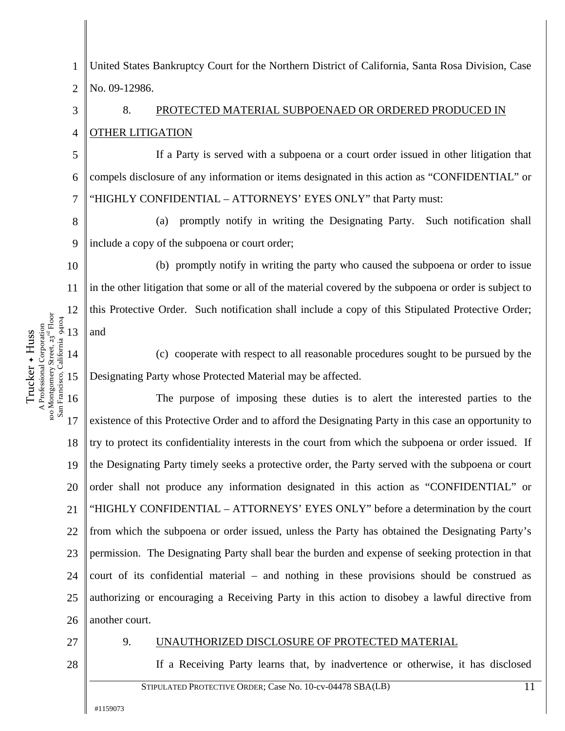United States Bankruptcy Court for the Northern District of California, Santa Rosa Division, Case No. 09-12986.

8. PROTECTED MATERIAL SUBPOENAED OR ORDERED PRODUCED IN OTHER LITIGATION

If a Party is served with a subpoena or a court order issued in other litigation that compels disclosure of any information or items designated in this action as "CONFIDENTIAL" or "HIGHLY CONFIDENTIAL – ATTORNEYS' EYES ONLY" that Party must:

(a) promptly notify in writing the Designating Party. Such notification shall include a copy of the subpoena or court order;

(b) promptly notify in writing the party who caused the subpoena or order to issue in the other litigation that some or all of the material covered by the subpoena or order is subject to this Protective Order. Such notification shall include a copy of this Stipulated Protective Order; and

(c) cooperate with respect to all reasonable procedures sought to be pursued by the Designating Party whose Protected Material may be affected.

The purpose of imposing these duties is to alert the interested parties to the existence of this Protective Order and to afford the Designating Party in this case an opportunity to try to protect its confidentiality interests in the court from which the subpoena or order issued. If the Designating Party timely seeks a protective order, the Party served with the subpoena or court order shall not produce any information designated in this action as "CONFIDENTIAL" or "HIGHLY CONFIDENTIAL – ATTORNEYS' EYES ONLY" before a determination by the court from which the subpoena or order issued, unless the Party has obtained the Designating Party's permission. The Designating Party shall bear the burden and expense of seeking protection in that court of its confidential material – and nothing in these provisions should be construed as authorizing or encouraging a Receiving Party in this action to disobey a lawful directive from another court.

9. UNAUTHORIZED DISCLOSURE OF PROTECTED MATERIAL

If a Receiving Party learns that, by inadvertence or otherwise, it has disclosed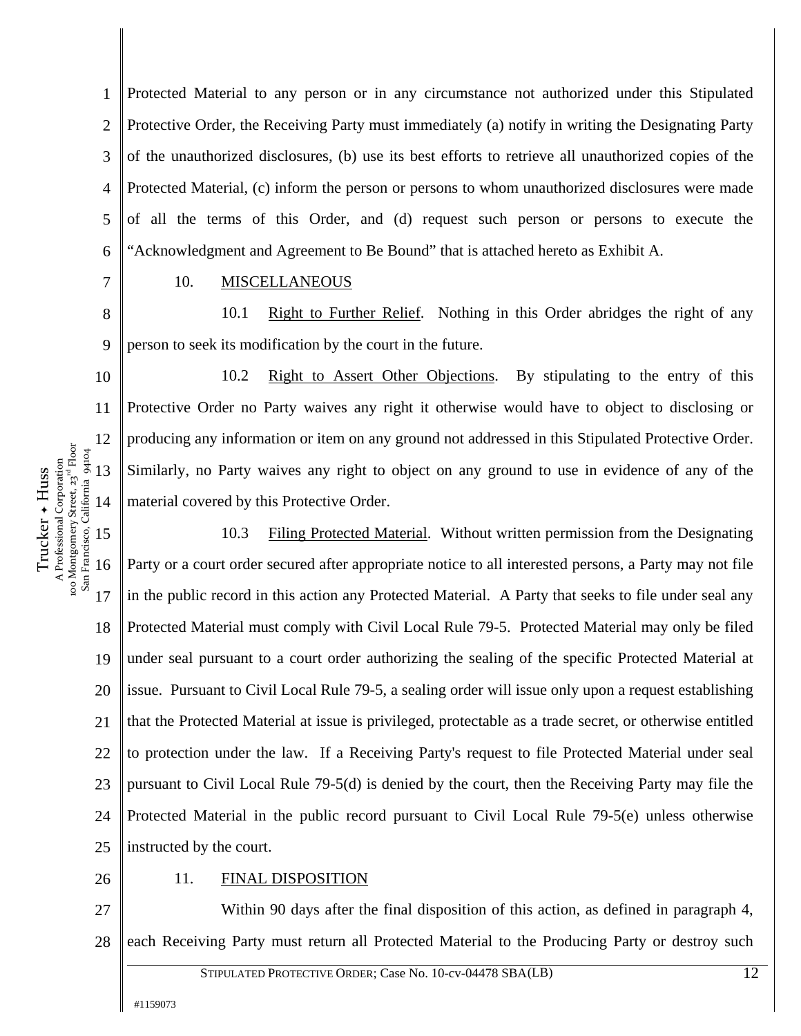Protected Material to any person or in any circumstance not authorized under this Stipulated Protective Order, the Receiving Party must immediately (a) notify in writing the Designating Party of the unauthorized disclosures, (b) use its best efforts to retrieve all unauthorized copies of the Protected Material, (c) inform the person or persons to whom unauthorized disclosures were made of all the terms of this Order, and (d) request such person or persons to execute the "Acknowledgment and Agreement to Be Bound" that is attached hereto as Exhibit A.

10. MISCELLANEOUS

10.1 Right to Further Relief. Nothing in this Order abridges the right of any person to seek its modification by the court in the future.

10.2 Right to Assert Other Objections. By stipulating to the entry of this Protective Order no Party waives any right it otherwise would have to object to disclosing or producing any information or item on any ground not addressed in this Stipulated Protective Order. Similarly, no Party waives any right to object on any ground to use in evidence of any of the material covered by this Protective Order.

10.3 Filing Protected Material. Without written permission from the Designating Party or a court order secured after appropriate notice to all interested persons, a Party may not file in the public record in this action any Protected Material. A Party that seeks to file under seal any Protected Material must comply with Civil Local Rule 79-5. Protected Material may only be filed under seal pursuant to a court order authorizing the sealing of the specific Protected Material at issue. Pursuant to Civil Local Rule 79-5, a sealing order will issue only upon a request establishing that the Protected Material at issue is privileged, protectable as a trade secret, or otherwise entitled to protection under the law. If a Receiving Party's request to file Protected Material under seal pursuant to Civil Local Rule 79-5(d) is denied by the court, then the Receiving Party may file the Protected Material in the public record pursuant to Civil Local Rule 79-5(e) unless otherwise instructed by the court.

11. FINAL DISPOSITION

Within 90 days after the final disposition of this action, as defined in paragraph 4, each Receiving Party must return all Protected Material to the Producing Party or destroy such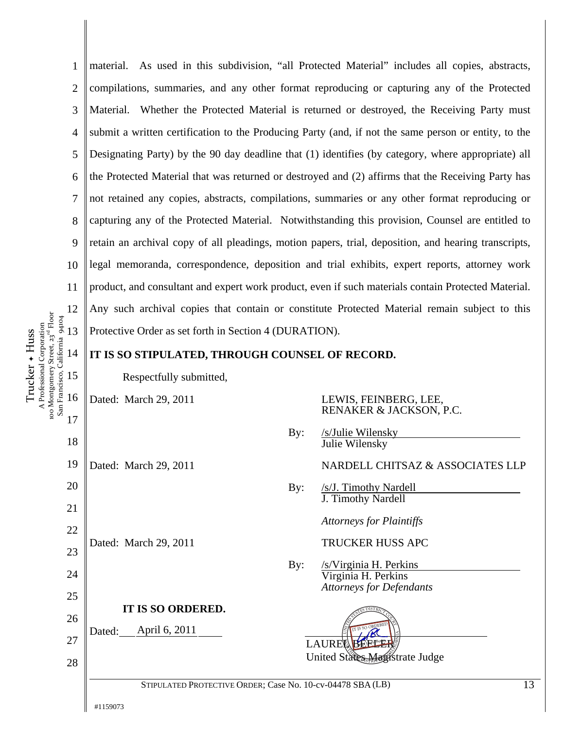material. As used in this subdivision, "all Protected Material" includes all copies, abstracts, compilations, summaries, and any other format reproducing or capturing any of the Protected Material. Whether the Protected Material is returned or destroyed, the Receiving Party must submit a written certification to the Producing Party (and, if not the same person or entity, to the Designating Party) by the 90 day deadline that (1) identifies (by category, where appropriate) all the Protected Material that was returned or destroyed and (2) affirms that the Receiving Party has not retained any copies, abstracts, compilations, summaries or any other format reproducing or capturing any of the Protected Material. Notwithstanding this provision, Counsel are entitled to retain an archival copy of all pleadings, motion papers, trial, deposition, and hearing transcripts, legal memoranda, correspondence, deposition and trial exhibits, expert reports, attorney work product, and consultant and expert work product, even if such materials contain Protected Material. Any such archival copies that contain or constitute Protected Material remain subject to this Protective Order as set forth in Section 4 (DURATION).

**IT IS SO STIPULATED, THROUGH COUNSEL OF RECORD.**

Respectfully submitted,

Dated: March 29, 2011

LEWIS, FEINBERG, LEE, RENAKER & JACKSON, P.C.

By: /s/Julie Wilensky
Julie Wilensky

Dated: March 29, 2011

NARDELL CHITSAZ & ASSOCIATES LLP

By: /s/J. Timothy Nardell
J. Timothy Nardell

*Attorneys for Plaintiffs*

Dated: March 29, 2011

TRUCKER HUSS APC

By: /s/Virginia H. Perkins
Virginia H. Perkins
*Attorneys for Defendants*

**IT IS SO ORDERED.**

Dated: April 6, 2011

LAUREL BEELER
United States Magistrate Judge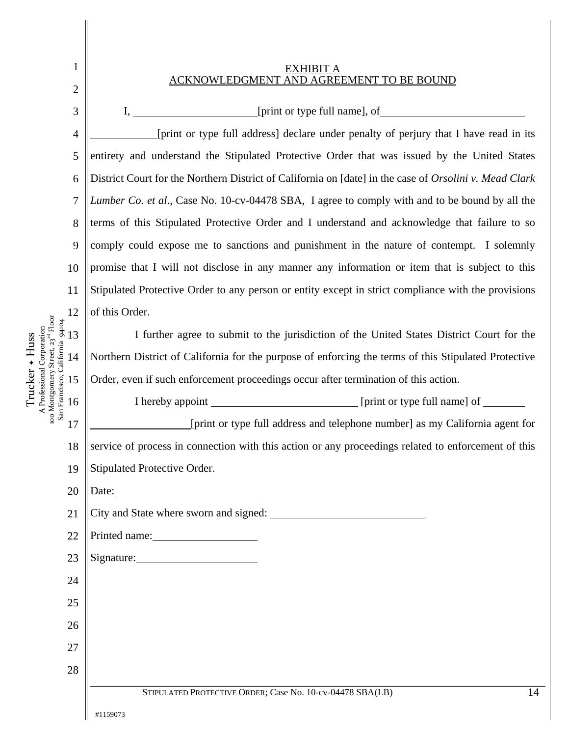# EXHIBIT A
## ACKNOWLEDGMENT AND AGREEMENT TO BE BOUND

I, _______________________ [print or type full name], of ___________________________ ____________ [print or type full address] declare under penalty of perjury that I have read in its entirety and understand the Stipulated Protective Order that was issued by the United States District Court for the Northern District of California on [date] in the case of *Orsolini v. Mead Clark Lumber Co. et al*., Case No. 10-cv-04478 SBA, I agree to comply with and to be bound by all the terms of this Stipulated Protective Order and I understand and acknowledge that failure to so comply could expose me to sanctions and punishment in the nature of contempt. I solemnly promise that I will not disclose in any manner any information or item that is subject to this Stipulated Protective Order to any person or entity except in strict compliance with the provisions of this Order.

I further agree to submit to the jurisdiction of the United States District Court for the Northern District of California for the purpose of enforcing the terms of this Stipulated Protective Order, even if such enforcement proceedings occur after termination of this action.

I hereby appoint ___________________________ [print or type full name] of ________ __________________ [print or type full address and telephone number] as my California agent for service of process in connection with this action or any proceedings related to enforcement of this Stipulated Protective Order.

Date: __________________________

City and State where sworn and signed: ____________________________

Printed name: ___________________

Signature: ______________________